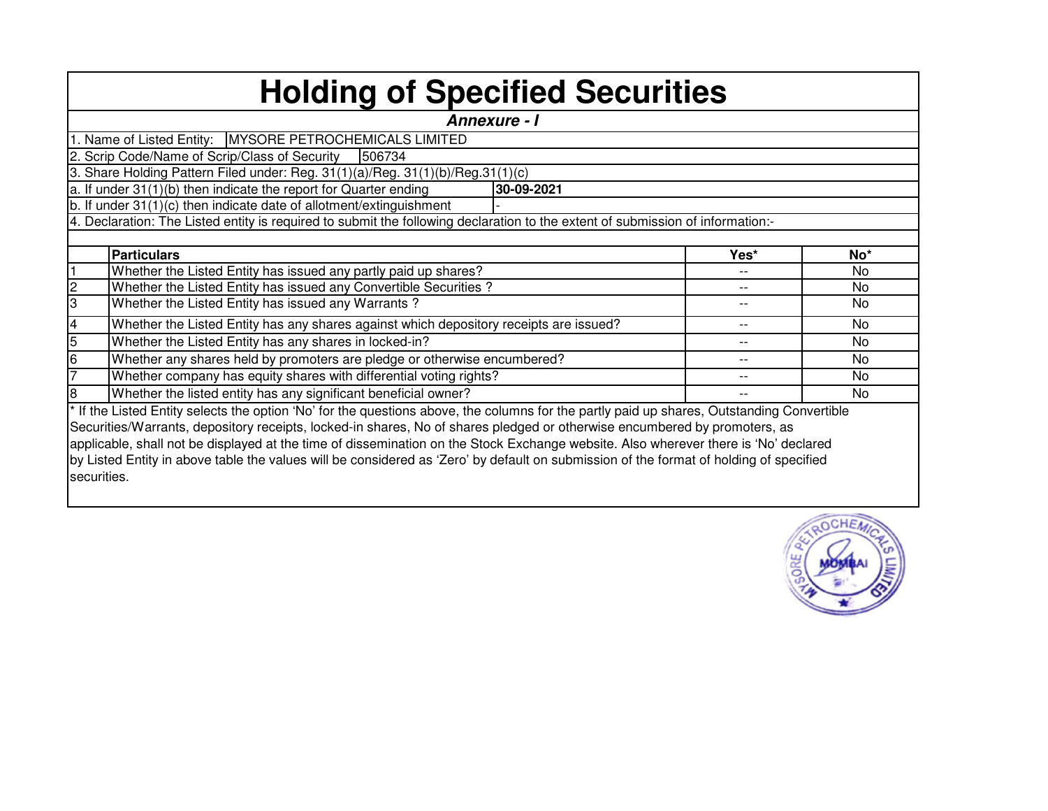# Holding of Specified Securities

***Annexure - I***

1. Name of Listed Entity: MYSORE PETROCHEMICALS LIMITED
2. Scrip Code/Name of Scrip/Class of Security 506734
3. Share Holding Pattern Filed under: Reg. 31(1)(a)/Reg. 31(1)(b)/Reg.31(1)(c)

a. If under 31(1)(b) then indicate the report for Quarter ending **30-09-2021**

b. If under 31(1)(c) then indicate date of allotment/extinguishment -

4. Declaration: The Listed entity is required to submit the following declaration to the extent of submission of information:-

| | **Particulars** | **Yes*** | **No*** |
|---|---|---|---|
| 1 | Whether the Listed Entity has issued any partly paid up shares? | -- | No |
| 2 | Whether the Listed Entity has issued any Convertible Securities ? | -- | No |
| 3 | Whether the Listed Entity has issued any Warrants ? | -- | No |
| 4 | Whether the Listed Entity has any shares against which depository receipts are issued? | -- | No |
| 5 | Whether the Listed Entity has any shares in locked-in? | -- | No |
| 6 | Whether any shares held by promoters are pledge or otherwise encumbered? | -- | No |
| 7 | Whether company has equity shares with differential voting rights? | -- | No |
| 8 | Whether the listed entity has any significant beneficial owner? | -- | No |

* If the Listed Entity selects the option 'No' for the questions above, the columns for the partly paid up shares, Outstanding Convertible Securities/Warrants, depository receipts, locked-in shares, No of shares pledged or otherwise encumbered by promoters, as applicable, shall not be displayed at the time of dissemination on the Stock Exchange website. Also wherever there is 'No' declared by Listed Entity in above table the values will be considered as 'Zero' by default on submission of the format of holding of specified securities.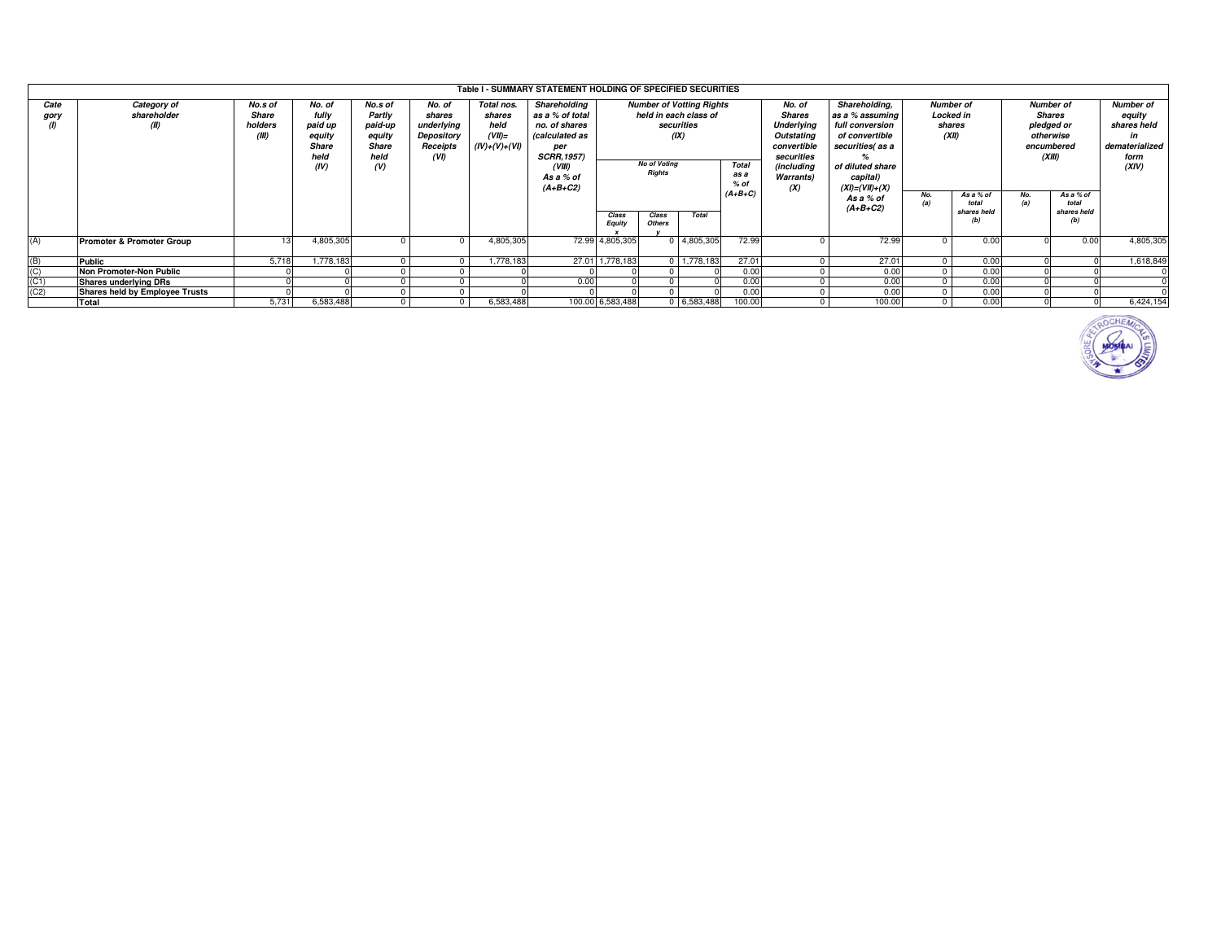**Table I - SUMMARY STATEMENT HOLDING OF SPECIFIED SECURITIES**

| Category (I) | Category of shareholder (II) | No.s of Share holders (III) | No. of fully paid up equity Share held (IV) | No.s of Partly paid-up equity Share held (V) | No. of shares underlying Depository Receipts (VI) | Total nos. shares held (VII)= (IV)+(V)+(VI) | Shareholding as a % of total no. of shares (calculated as per SCRR,1957) (VIII) As a % of (A+B+C2) | Number of Votting Rights held in each class of securities (IX) | | | | No. of Shares Underlying Outstating convertible securities (including Warrants) (X) | Shareholding, as a % assuming full conversion of convertible securities( as a % of diluted share capital) (XI)=(VII)+(X) As a % of (A+B+C2) | Number of Locked in shares (XII) | | Number of Shares pledged or otherwise encumbered (XIII) | | Number of equity shares held in dematerialized form (XIV) |
|---|---|---|---|---|---|---|---|---|---|---|---|---|---|---|---|---|---|---|
| | | | | | | | | No of Voting Rights | | | Total as a % of (A+B+C) | | | No. (a) | As a % of total shares held (b) | No. (a) | As a % of total shares held (b) | |
| | | | | | | | | Class Equity x | Class Others y | Total | | | | | | | | |
| (A) | **Promoter & Promoter Group** | 13 | 4,805,305 | 0 | 0 | 4,805,305 | 72.99 | 4,805,305 | 0 | 4,805,305 | 72.99 | 0 | 72.99 | 0 | 0.00 | 0 | 0.00 | 4,805,305 |
| (B) | **Public** | 5,718 | 1,778,183 | 0 | 0 | 1,778,183 | 27.01 | 1,778,183 | 0 | 1,778,183 | 27.01 | 0 | 27.01 | 0 | 0.00 | 0 | 0 | 1,618,849 |
| (C) | **Non Promoter-Non Public** | 0 | 0 | 0 | 0 | 0 | 0 | 0 | 0 | 0 | 0.00 | 0 | 0.00 | 0 | 0.00 | 0 | 0 | 0 |
| (C1) | **Shares underlying DRs** | 0 | 0 | 0 | 0 | 0 | 0.00 | 0 | 0 | 0 | 0.00 | 0 | 0.00 | 0 | 0.00 | 0 | 0 | 0 |
| (C2) | **Shares held by Employee Trusts** | 0 | 0 | 0 | 0 | 0 | 0 | 0 | 0 | 0 | 0.00 | 0 | 0.00 | 0 | 0.00 | 0 | 0 | 0 |
| | **Total** | 5,731 | 6,583,488 | 0 | 0 | 6,583,488 | 100.00 | 6,583,488 | 0 | 6,583,488 | 100.00 | 0 | 100.00 | 0 | 0.00 | 0 | 0 | 6,424,154 |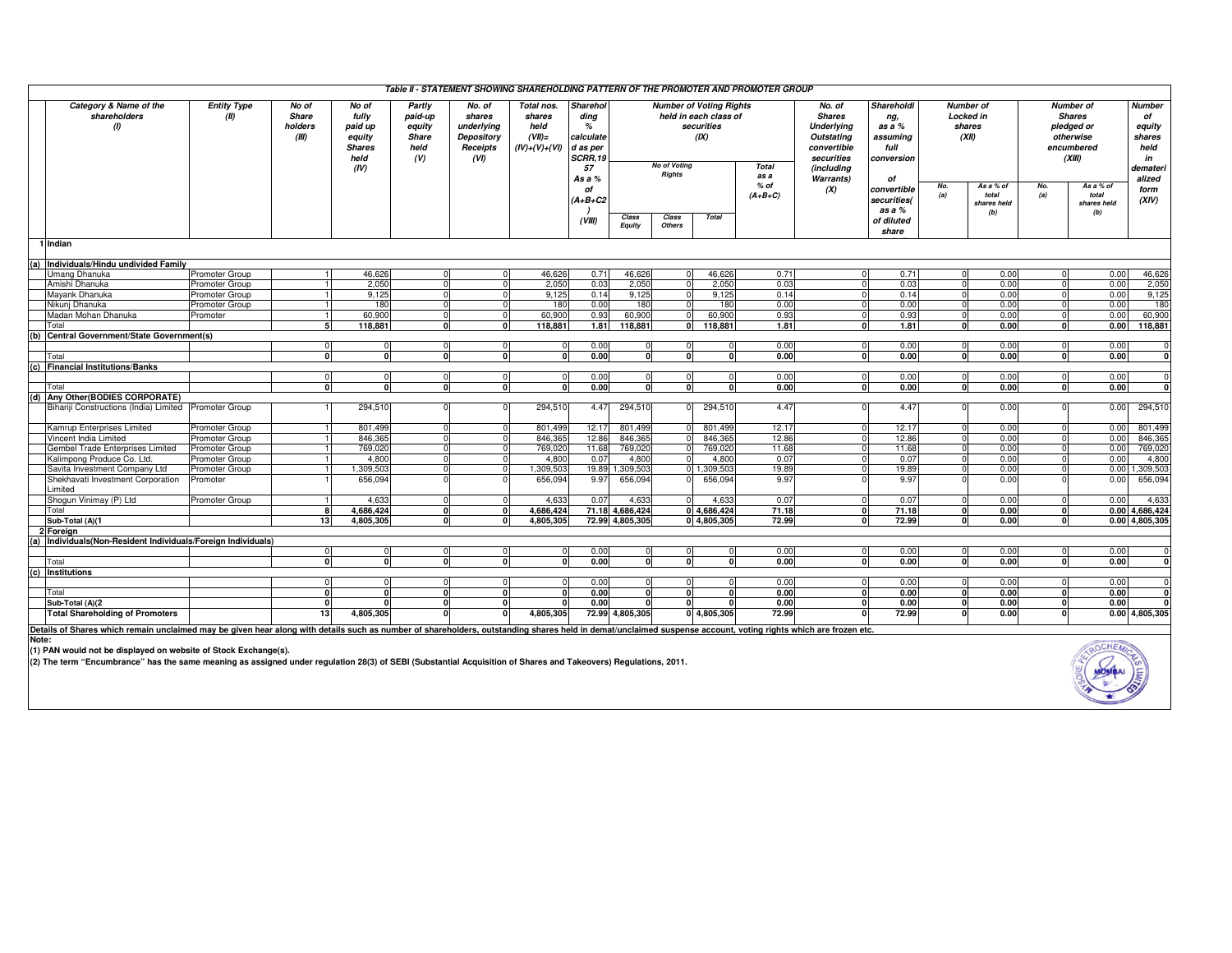## Table II - STATEMENT SHOWING SHAREHOLDING PATTERN OF THE PROMOTER AND PROMOTER GROUP

| | Category & Name of the shareholders (I) | Entity Type (II) | No of Share holders (III) | No of fully paid up equity Shares held (IV) | Partly paid-up equity Share held (V) | No. of shares underlying Depository Receipts (VI) | Total nos. shares held (VII)= (IV)+(V)+(VI) | Shareholding % calculated as per SCRR,1957 As a % of (A+B+C2) (VIII) | Number of Voting Rights held in each class of securities (IX) | | | | No. of Shares Underlying Outstanding convertible securities (including Warrants) (X) | Shareholding, as a % assuming full conversion of convertible securities( as a % of diluted share | Number of Locked in shares (XII) | | Number of Shares pledged or otherwise encumbered (XIII) | | Number of equity shares held in dematerialized form (XIV) |
|---|---|---|---|---|---|---|---|---|---|---|---|---|---|---|---|---|---|---|---|
| | | | | | | | | | No of Voting Rights | | | Total as a % of (A+B+C) | | | No. (a) | As a % of total shares held (b) | No. (a) | As a % of total shares held (b) | |
| | | | | | | | | | Class Equity | Class Others | Total | | | | | | | | |
| 1 | Indian | | | | | | | | | | | | | | | | | | |
| (a) | Individuals/Hindu undivided Family | | | | | | | | | | | | | | | | | | |
| | Umang Dhanuka | Promoter Group | 1 | 46,626 | 0 | 0 | 46,626 | 0.71 | 46,626 | 0 | 46,626 | 0.71 | 0 | 0.71 | 0 | 0.00 | 0 | 0.00 | 46,626 |
| | Amishi Dhanuka | Promoter Group | 1 | 2,050 | 0 | 0 | 2,050 | 0.03 | 2,050 | 0 | 2,050 | 0.03 | 0 | 0.03 | 0 | 0.00 | 0 | 0.00 | 2,050 |
| | Mayank Dhanuka | Promoter Group | 1 | 9,125 | 0 | 0 | 9,125 | 0.14 | 9,125 | 0 | 9,125 | 0.14 | 0 | 0.14 | 0 | 0.00 | 0 | 0.00 | 9,125 |
| | Nikunj Dhanuka | Promoter Group | 1 | 180 | 0 | 0 | 180 | 0.00 | 180 | 0 | 180 | 0.00 | 0 | 0.00 | 0 | 0.00 | 0 | 0.00 | 180 |
| | Madan Mohan Dhanuka | Promoter | 1 | 60,900 | 0 | 0 | 60,900 | 0.93 | 60,900 | 0 | 60,900 | 0.93 | 0 | 0.93 | 0 | 0.00 | 0 | 0.00 | 60,900 |
| | Total | | **5** | **118,881** | **0** | **0** | **118,881** | **1.81** | **118,881** | **0** | **118,881** | **1.81** | **0** | **1.81** | **0** | **0.00** | **0** | **0.00** | **118,881** |
| (b) | Central Government/State Government(s) | | | | | | | | | | | | | | | | | | |
| | | | 0 | 0 | 0 | 0 | 0 | 0.00 | 0 | 0 | 0 | 0.00 | 0 | 0.00 | 0 | 0.00 | 0 | 0.00 | 0 |
| | Total | | **0** | **0** | **0** | **0** | **0** | **0.00** | **0** | **0** | **0** | **0.00** | **0** | **0.00** | **0** | **0.00** | **0** | **0.00** | **0** |
| (c) | Financial Institutions/Banks | | | | | | | | | | | | | | | | | | |
| | | | 0 | 0 | 0 | 0 | 0 | 0.00 | 0 | 0 | 0 | 0.00 | 0 | 0.00 | 0 | 0.00 | 0 | 0.00 | 0 |
| | Total | | **0** | **0** | **0** | **0** | **0** | **0.00** | **0** | **0** | **0** | **0.00** | **0** | **0.00** | **0** | **0.00** | **0** | **0.00** | **0** |
| (d) | Any Other(BODIES CORPORATE) | | | | | | | | | | | | | | | | | | |
| | Bihariji Constructions (India) Limited | Promoter Group | 1 | 294,510 | 0 | 0 | 294,510 | 4.47 | 294,510 | 0 | 294,510 | 4.47 | 0 | 4.47 | 0 | 0.00 | 0 | 0.00 | 294,510 |
| | Kamrup Enterprises Limited | Promoter Group | 1 | 801,499 | 0 | 0 | 801,499 | 12.17 | 801,499 | 0 | 801,499 | 12.17 | 0 | 12.17 | 0 | 0.00 | 0 | 0.00 | 801,499 |
| | Vincent India Limited | Promoter Group | 1 | 846,365 | 0 | 0 | 846,365 | 12.86 | 846,365 | 0 | 846,365 | 12.86 | 0 | 12.86 | 0 | 0.00 | 0 | 0.00 | 846,365 |
| | Gembel Trade Enterprises Limited | Promoter Group | 1 | 769,020 | 0 | 0 | 769,020 | 11.68 | 769,020 | 0 | 769,020 | 11.68 | 0 | 11.68 | 0 | 0.00 | 0 | 0.00 | 769,020 |
| | Kalimpong Produce Co. Ltd. | Promoter Group | 1 | 4,800 | 0 | 0 | 4,800 | 0.07 | 4,800 | 0 | 4,800 | 0.07 | 0 | 0.07 | 0 | 0.00 | 0 | 0.00 | 4,800 |
| | Savita Investment Company Ltd | Promoter Group | 1 | 1,309,503 | 0 | 0 | 1,309,503 | 19.89 | 1,309,503 | 0 | 1,309,503 | 19.89 | 0 | 19.89 | 0 | 0.00 | 0 | 0.00 | 1,309,503 |
| | Shekhavati Investment Corporation Limited | Promoter | 1 | 656,094 | 0 | 0 | 656,094 | 9.97 | 656,094 | 0 | 656,094 | 9.97 | 0 | 9.97 | 0 | 0.00 | 0 | 0.00 | 656,094 |
| | Shogun Vinimay (P) Ltd | Promoter Group | 1 | 4,633 | 0 | 0 | 4,633 | 0.07 | 4,633 | 0 | 4,633 | 0.07 | 0 | 0.07 | 0 | 0.00 | 0 | 0.00 | 4,633 |
| | Total | | **8** | **4,686,424** | **0** | **0** | **4,686,424** | **71.18** | **4,686,424** | **0** | **4,686,424** | **71.18** | **0** | **71.18** | **0** | **0.00** | **0** | **0.00** | **4,686,424** |
| | Sub-Total (A)(1 | | **13** | **4,805,305** | **0** | **0** | **4,805,305** | **72.99** | **4,805,305** | **0** | **4,805,305** | **72.99** | **0** | **72.99** | **0** | **0.00** | **0** | **0.00** | **4,805,305** |
| 2 | Foreign | | | | | | | | | | | | | | | | | | |
| (a) | Individuals(Non-Resident Individuals/Foreign Individuals) | | | | | | | | | | | | | | | | | | |
| | | | 0 | 0 | 0 | 0 | 0 | 0.00 | 0 | 0 | 0 | 0.00 | 0 | 0.00 | 0 | 0.00 | 0 | 0.00 | 0 |
| | Total | | **0** | **0** | **0** | **0** | **0** | **0.00** | **0** | **0** | **0** | **0.00** | **0** | **0.00** | **0** | **0.00** | **0** | **0.00** | **0** |
| (c) | Institutions | | | | | | | | | | | | | | | | | | |
| | | | 0 | 0 | 0 | 0 | 0 | 0.00 | 0 | 0 | 0 | 0.00 | 0 | 0.00 | 0 | 0.00 | 0 | 0.00 | 0 |
| | Total | | **0** | **0** | **0** | **0** | **0** | **0.00** | **0** | **0** | **0** | **0.00** | **0** | **0.00** | **0** | **0.00** | **0** | **0.00** | **0** |
| | Sub-Total (A)(2 | | **0** | **0** | **0** | **0** | **0** | **0.00** | **0** | **0** | **0** | **0.00** | **0** | **0.00** | **0** | **0.00** | **0** | **0.00** | **0** |
| | **Total Shareholding of Promoters** | | **13** | **4,805,305** | **0** | **0** | **4,805,305** | **72.99** | **4,805,305** | **0** | **4,805,305** | **72.99** | **0** | **72.99** | **0** | **0.00** | **0** | **0.00** | **4,805,305** |

**Details of Shares which remain unclaimed may be given hear along with details such as number of shareholders, outstanding shares held in demat/unclaimed suspense account, voting rights which are frozen etc.**

**Note:**

**(1) PAN would not be displayed on website of Stock Exchange(s).**

**(2) The term "Encumbrance" has the same meaning as assigned under regulation 28(3) of SEBI (Substantial Acquisition of Shares and Takeovers) Regulations, 2011.**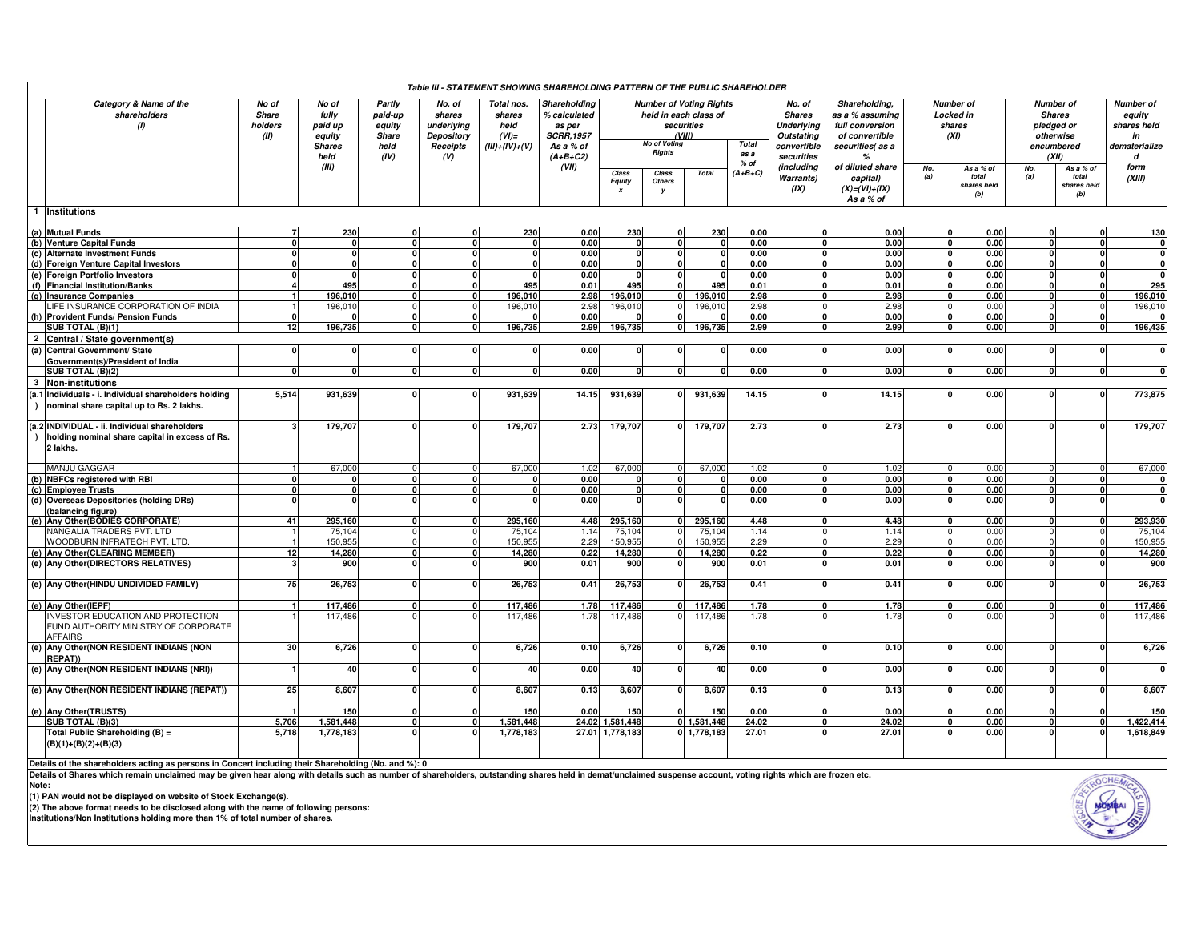## Table III - STATEMENT SHOWING SHAREHOLDING PATTERN OF THE PUBLIC SHAREHOLDER

| | Category & Name of the shareholders (I) | No of Share holders (II) | No of fully paid up equity Shares held (III) | Partly paid-up equity Share held (IV) | No. of shares underlying Depository Receipts (V) | Total nos. shares held (VI)= (III)+(IV)+(V) | Shareholding % calculated as per SCRR,1957 As a % of (A+B+C2) (VII) | Number of Voting Rights held in each class of securities (VIII) | | | | No. of Shares Underlying Outstating convertible securities (including Warrants) (IX) | Shareholding, as a % assuming full conversion of convertible securities( as a % of diluted share capital) (X)=(VI)+(IX) As a % of | Number of Locked in shares (XI) | | Number of Shares pledged or otherwise encumbered (XII) | | Number of equity shares held in dematerialized form (XIII) |
|---|---|---|---|---|---|---|---|---|---|---|---|---|---|---|---|---|---|---|
| | | | | | | | | No of Voting Rights | | | Total as a % of (A+B+C) | | | | | | | |
| | | | | | | | | Class Equity x | Class Others y | Total | | | | No. (a) | As a % of total shares held (b) | No. (a) | As a % of total shares held (b) | |
| **1** | **Institutions** | | | | | | | | | | | | | | | | | |
| (a) | **Mutual Funds** | 7 | 230 | 0 | 0 | 230 | 0.00 | 230 | 0 | 230 | 0.00 | 0 | 0.00 | 0 | 0.00 | 0 | 0 | 130 |
| (b) | **Venture Capital Funds** | 0 | 0 | 0 | 0 | 0 | 0.00 | 0 | 0 | 0 | 0.00 | 0 | 0.00 | 0 | 0.00 | 0 | 0 | 0 |
| (c) | **Alternate Investment Funds** | 0 | 0 | 0 | 0 | 0 | 0.00 | 0 | 0 | 0 | 0.00 | 0 | 0.00 | 0 | 0.00 | 0 | 0 | 0 |
| (d) | **Foreign Venture Capital Investors** | 0 | 0 | 0 | 0 | 0 | 0.00 | 0 | 0 | 0 | 0.00 | 0 | 0.00 | 0 | 0.00 | 0 | 0 | 0 |
| (e) | **Foreign Portfolio Investors** | 0 | 0 | 0 | 0 | 0 | 0.00 | 0 | 0 | 0 | 0.00 | 0 | 0.00 | 0 | 0.00 | 0 | 0 | 0 |
| (f) | **Financial Institution/Banks** | 4 | 495 | 0 | 0 | 495 | 0.01 | 495 | 0 | 495 | 0.01 | 0 | 0.01 | 0 | 0.00 | 0 | 0 | 295 |
| (g) | **Insurance Companies** | 1 | 196,010 | 0 | 0 | 196,010 | 2.98 | 196,010 | 0 | 196,010 | 2.98 | 0 | 2.98 | 0 | 0.00 | 0 | 0 | 196,010 |
| | LIFE INSURANCE CORPORATION OF INDIA | 1 | 196,010 | 0 | 0 | 196,010 | 2.98 | 196,010 | 0 | 196,010 | 2.98 | 0 | 2.98 | 0 | 0.00 | 0 | 0 | 196,010 |
| (h) | **Provident Funds/ Pension Funds** | 0 | 0 | 0 | 0 | 0 | 0.00 | 0 | 0 | 0 | 0.00 | 0 | 0.00 | 0 | 0.00 | 0 | 0 | 0 |
| | **SUB TOTAL (B)(1)** | 12 | 196,735 | 0 | 0 | 196,735 | 2.99 | 196,735 | 0 | 196,735 | 2.99 | 0 | 2.99 | 0 | 0.00 | 0 | 0 | 196,435 |
| **2** | **Central / State government(s)** | | | | | | | | | | | | | | | | | |
| (a) | **Central Government/ State Government(s)/President of India** | 0 | 0 | 0 | 0 | 0 | 0.00 | 0 | 0 | 0 | 0.00 | 0 | 0.00 | 0 | 0.00 | 0 | 0 | 0 |
| | **SUB TOTAL (B)(2)** | 0 | 0 | 0 | 0 | 0 | 0.00 | 0 | 0 | 0 | 0.00 | 0 | 0.00 | 0 | 0.00 | 0 | 0 | 0 |
| **3** | **Non-institutions** | | | | | | | | | | | | | | | | | |
| (a.1) | **Individuals - i. Individual shareholders holding nominal share capital up to Rs. 2 lakhs.** | 5,514 | 931,639 | 0 | 0 | 931,639 | 14.15 | 931,639 | 0 | 931,639 | 14.15 | 0 | 14.15 | 0 | 0.00 | 0 | 0 | 773,875 |
| (a.2) | **INDIVIDUAL - ii. Individual shareholders holding nominal share capital in excess of Rs. 2 lakhs.** | 3 | 179,707 | 0 | 0 | 179,707 | 2.73 | 179,707 | 0 | 179,707 | 2.73 | 0 | 2.73 | 0 | 0.00 | 0 | 0 | 179,707 |
| | MANJU GAGGAR | 1 | 67,000 | 0 | 0 | 67,000 | 1.02 | 67,000 | 0 | 67,000 | 1.02 | 0 | 1.02 | 0 | 0.00 | 0 | 0 | 67,000 |
| (b) | **NBFCs registered with RBI** | 0 | 0 | 0 | 0 | 0 | 0.00 | 0 | 0 | 0 | 0.00 | 0 | 0.00 | 0 | 0.00 | 0 | 0 | 0 |
| (c) | **Employee Trusts** | 0 | 0 | 0 | 0 | 0 | 0.00 | 0 | 0 | 0 | 0.00 | 0 | 0.00 | 0 | 0.00 | 0 | 0 | 0 |
| (d) | **Overseas Depositories (holding DRs) (balancing figure)** | 0 | 0 | 0 | 0 | 0 | 0.00 | 0 | 0 | 0 | 0.00 | 0 | 0.00 | 0 | 0.00 | 0 | 0 | 0 |
| (e) | **Any Other(BODIES CORPORATE)** | 41 | 295,160 | 0 | 0 | 295,160 | 4.48 | 295,160 | 0 | 295,160 | 4.48 | 0 | 4.48 | 0 | 0.00 | 0 | 0 | 293,930 |
| | NANGALIA TRADERS PVT. LTD | 1 | 75,104 | 0 | 0 | 75,104 | 1.14 | 75,104 | 0 | 75,104 | 1.14 | 0 | 1.14 | 0 | 0.00 | 0 | 0 | 75,104 |
| | WOODBURN INFRATECH PVT. LTD. | 1 | 150,955 | 0 | 0 | 150,955 | 2.29 | 150,955 | 0 | 150,955 | 2.29 | 0 | 2.29 | 0 | 0.00 | 0 | 0 | 150,955 |
| (e) | **Any Other(CLEARING MEMBER)** | 12 | 14,280 | 0 | 0 | 14,280 | 0.22 | 14,280 | 0 | 14,280 | 0.22 | 0 | 0.22 | 0 | 0.00 | 0 | 0 | 14,280 |
| (e) | **Any Other(DIRECTORS RELATIVES)** | 3 | 900 | 0 | 0 | 900 | 0.01 | 900 | 0 | 900 | 0.01 | 0 | 0.01 | 0 | 0.00 | 0 | 0 | 900 |
| (e) | **Any Other(HINDU UNDIVIDED FAMILY)** | 75 | 26,753 | 0 | 0 | 26,753 | 0.41 | 26,753 | 0 | 26,753 | 0.41 | 0 | 0.41 | 0 | 0.00 | 0 | 0 | 26,753 |
| (e) | **Any Other(IEPF)** | 1 | 117,486 | 0 | 0 | 117,486 | 1.78 | 117,486 | 0 | 117,486 | 1.78 | 0 | 1.78 | 0 | 0.00 | 0 | 0 | 117,486 |
| | INVESTOR EDUCATION AND PROTECTION FUND AUTHORITY MINISTRY OF CORPORATE AFFAIRS | 1 | 117,486 | 0 | 0 | 117,486 | 1.78 | 117,486 | 0 | 117,486 | 1.78 | 0 | 1.78 | 0 | 0.00 | 0 | 0 | 117,486 |
| (e) | **Any Other(NON RESIDENT INDIANS (NON REPAT))** | 30 | 6,726 | 0 | 0 | 6,726 | 0.10 | 6,726 | 0 | 6,726 | 0.10 | 0 | 0.10 | 0 | 0.00 | 0 | 0 | 6,726 |
| (e) | **Any Other(NON RESIDENT INDIANS (NRI))** | 1 | 40 | 0 | 0 | 40 | 0.00 | 40 | 0 | 40 | 0.00 | 0 | 0.00 | 0 | 0.00 | 0 | 0 | 0 |
| (e) | **Any Other(NON RESIDENT INDIANS (REPAT))** | 25 | 8,607 | 0 | 0 | 8,607 | 0.13 | 8,607 | 0 | 8,607 | 0.13 | 0 | 0.13 | 0 | 0.00 | 0 | 0 | 8,607 |
| (e) | **Any Other(TRUSTS)** | 1 | 150 | 0 | 0 | 150 | 0.00 | 150 | 0 | 150 | 0.00 | 0 | 0.00 | 0 | 0.00 | 0 | 0 | 150 |
| | **SUB TOTAL (B)(3)** | 5,706 | 1,581,448 | 0 | 0 | 1,581,448 | 24.02 | 1,581,448 | 0 | 1,581,448 | 24.02 | 0 | 24.02 | 0 | 0.00 | 0 | 0 | 1,422,414 |
| | **Total Public Shareholding (B) = (B)(1)+(B)(2)+(B)(3)** | 5,718 | 1,778,183 | 0 | 0 | 1,778,183 | 27.01 | 1,778,183 | 0 | 1,778,183 | 27.01 | 0 | 27.01 | 0 | 0.00 | 0 | 0 | 1,618,849 |

**Details of the shareholders acting as persons in Concert including their Shareholding (No. and %): 0**

**Details of Shares which remain unclaimed may be given hear along with details such as number of shareholders, outstanding shares held in demat/unclaimed suspense account, voting rights which are frozen etc.**

**Note:**

**(1) PAN would not be displayed on website of Stock Exchange(s).**

**(2) The above format needs to be disclosed along with the name of following persons:**

**Institutions/Non Institutions holding more than 1% of total number of shares.**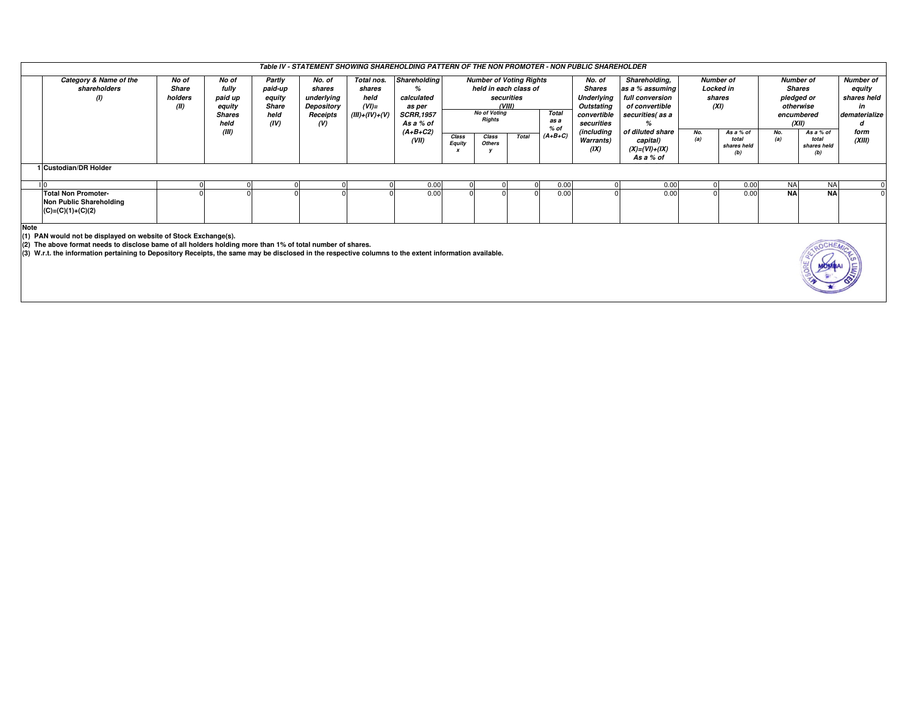**Table IV - STATEMENT SHOWING SHAREHOLDING PATTERN OF THE NON PROMOTER - NON PUBLIC SHAREHOLDER**

| | Category & Name of the shareholders (I) | No of Share holders (II) | No of fully paid up equity Shares held (III) | Partly paid-up equity Share held (IV) | No. of shares underlying Depository Receipts (V) | Total nos. shares held (VI)= (III)+(IV)+(V) | Shareholding % calculated as per SCRR,1957 As a % of (A+B+C2) (VII) | Number of Voting Rights held in each class of securities (VIII) | | | | No. of Shares Underlying Outstating convertible securities (including Warrants) (IX) | Shareholding, as a % assuming full conversion of convertible securities( as a % of diluted share capital) (X)=(VI)+(IX) As a % of | Number of Locked in shares (XI) | | Number of Shares pledged or otherwise encumbered (XII) | | Number of equity shares held in dematerialized form (XIII) |
|---|---|---|---|---|---|---|---|---|---|---|---|---|---|---|---|---|---|---|
| | | | | | | | | No of Voting Rights | | | Total as a % of (A+B+C) | | | | | | | |
| | | | | | | | | Class Equity x | Class Others y | Total | | | | No. (a) | As a % of total shares held (b) | No. (a) | As a % of total shares held (b) | |
| 1 | **Custodian/DR Holder** | | | | | | | | | | | | | | | | | |
| I | 0 | 0 | 0 | 0 | 0 | 0 | 0.00 | 0 | 0 | 0 | 0.00 | 0 | 0.00 | 0 | 0.00 | NA | NA | 0 |
| | **Total Non Promoter- Non Public Shareholding (C)=(C)(1)+(C)(2)** | 0 | 0 | 0 | 0 | 0 | 0.00 | 0 | 0 | 0 | 0.00 | 0 | 0.00 | 0 | 0.00 | **NA** | **NA** | 0 |

**Note**

**(1) PAN would not be displayed on website of Stock Exchange(s).**

**(2) The above format needs to disclose bame of all holders holding more than 1% of total number of shares.**

**(3) W.r.t. the information pertaining to Depository Receipts, the same may be disclosed in the respective columns to the extent information available.**